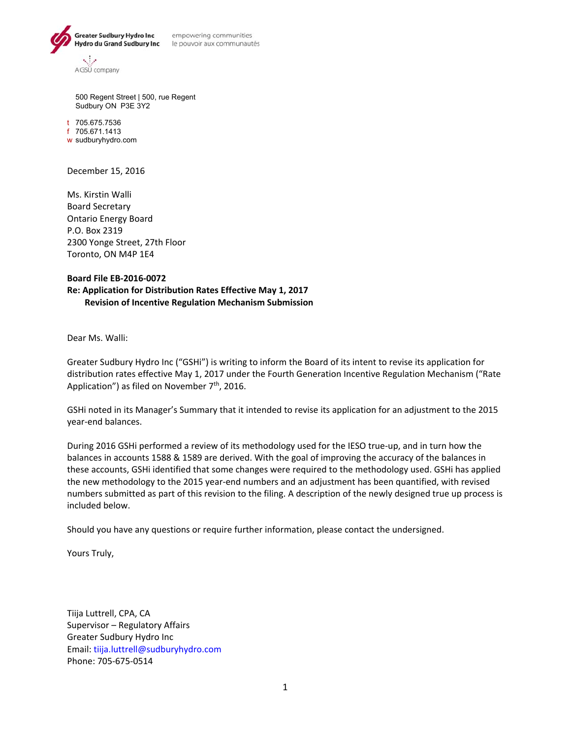Greater Sudbury Hydro Inc
Hydro du Grand Sudbury Inc

empowering communities
le pouvoir aux communautés

A GSU company

500 Regent Street | 500, rue Regent
Sudbury ON P3E 3Y2

t 705.675.7536
f 705.671.1413
w sudburyhydro.com

December 15, 2016

Ms. Kirstin Walli
Board Secretary
Ontario Energy Board
P.O. Box 2319
2300 Yonge Street, 27th Floor
Toronto, ON M4P 1E4

**Board File EB-2016-0072**
**Re: Application for Distribution Rates Effective May 1, 2017**
**Revision of Incentive Regulation Mechanism Submission**

Dear Ms. Walli:

Greater Sudbury Hydro Inc ("GSHi") is writing to inform the Board of its intent to revise its application for distribution rates effective May 1, 2017 under the Fourth Generation Incentive Regulation Mechanism ("Rate Application") as filed on November 7th, 2016.

GSHi noted in its Manager's Summary that it intended to revise its application for an adjustment to the 2015 year-end balances.

During 2016 GSHi performed a review of its methodology used for the IESO true-up, and in turn how the balances in accounts 1588 & 1589 are derived. With the goal of improving the accuracy of the balances in these accounts, GSHi identified that some changes were required to the methodology used. GSHi has applied the new methodology to the 2015 year-end numbers and an adjustment has been quantified, with revised numbers submitted as part of this revision to the filing. A description of the newly designed true up process is included below.

Should you have any questions or require further information, please contact the undersigned.

Yours Truly,

Tiija Luttrell, CPA, CA
Supervisor – Regulatory Affairs
Greater Sudbury Hydro Inc
Email: tiija.luttrell@sudburyhydro.com
Phone: 705-675-0514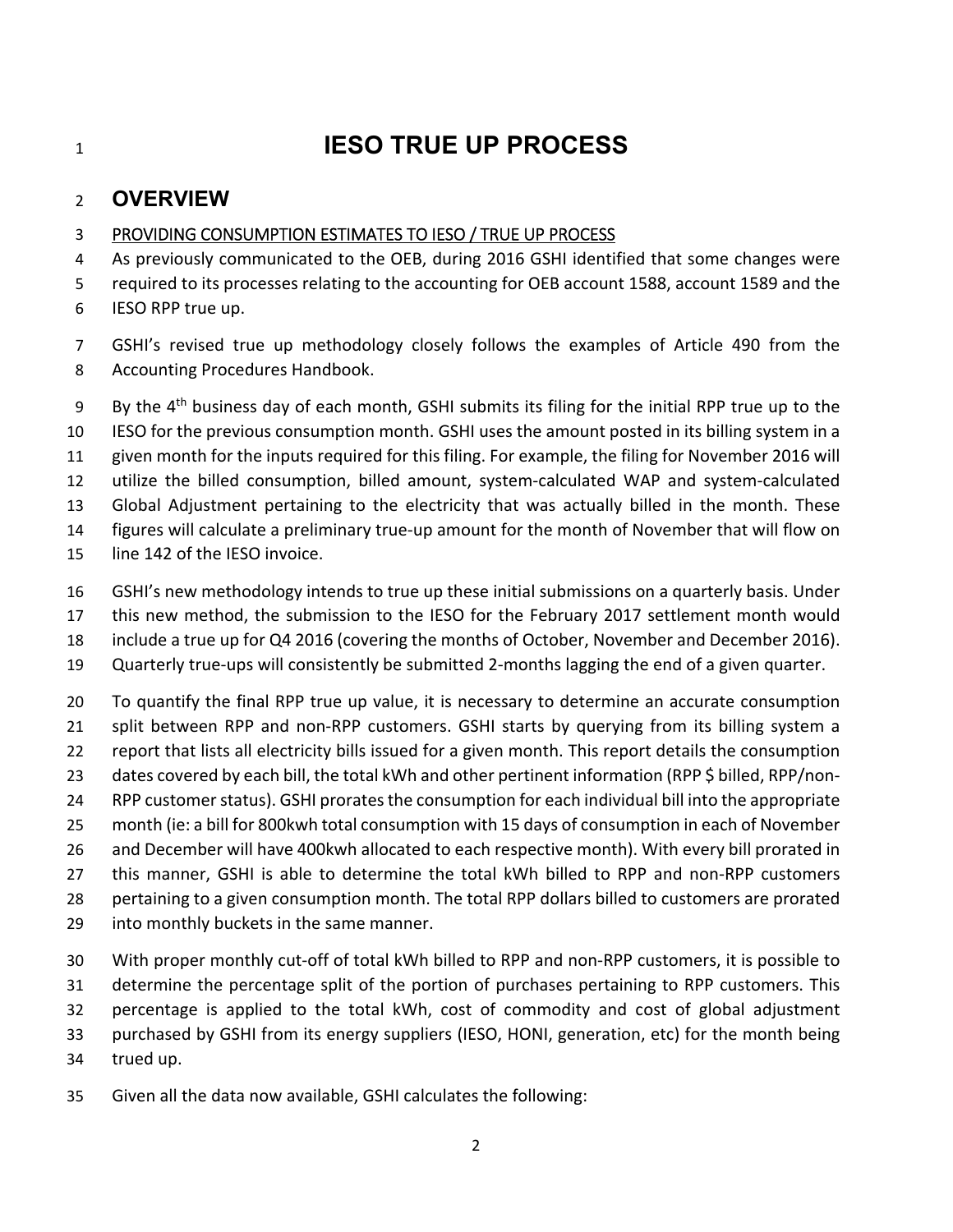# IESO TRUE UP PROCESS

## OVERVIEW

PROVIDING CONSUMPTION ESTIMATES TO IESO / TRUE UP PROCESS

As previously communicated to the OEB, during 2016 GSHI identified that some changes were required to its processes relating to the accounting for OEB account 1588, account 1589 and the IESO RPP true up.

GSHI's revised true up methodology closely follows the examples of Article 490 from the Accounting Procedures Handbook.

By the 4th business day of each month, GSHI submits its filing for the initial RPP true up to the IESO for the previous consumption month. GSHI uses the amount posted in its billing system in a given month for the inputs required for this filing. For example, the filing for November 2016 will utilize the billed consumption, billed amount, system-calculated WAP and system-calculated Global Adjustment pertaining to the electricity that was actually billed in the month. These figures will calculate a preliminary true-up amount for the month of November that will flow on line 142 of the IESO invoice.

GSHI's new methodology intends to true up these initial submissions on a quarterly basis. Under this new method, the submission to the IESO for the February 2017 settlement month would include a true up for Q4 2016 (covering the months of October, November and December 2016). Quarterly true-ups will consistently be submitted 2-months lagging the end of a given quarter.

To quantify the final RPP true up value, it is necessary to determine an accurate consumption split between RPP and non-RPP customers. GSHI starts by querying from its billing system a report that lists all electricity bills issued for a given month. This report details the consumption dates covered by each bill, the total kWh and other pertinent information (RPP $ billed, RPP/non-RPP customer status). GSHI prorates the consumption for each individual bill into the appropriate month (ie: a bill for 800kwh total consumption with 15 days of consumption in each of November and December will have 400kwh allocated to each respective month). With every bill prorated in this manner, GSHI is able to determine the total kWh billed to RPP and non-RPP customers pertaining to a given consumption month. The total RPP dollars billed to customers are prorated into monthly buckets in the same manner.

With proper monthly cut-off of total kWh billed to RPP and non-RPP customers, it is possible to determine the percentage split of the portion of purchases pertaining to RPP customers. This percentage is applied to the total kWh, cost of commodity and cost of global adjustment purchased by GSHI from its energy suppliers (IESO, HONI, generation, etc) for the month being trued up.

Given all the data now available, GSHI calculates the following: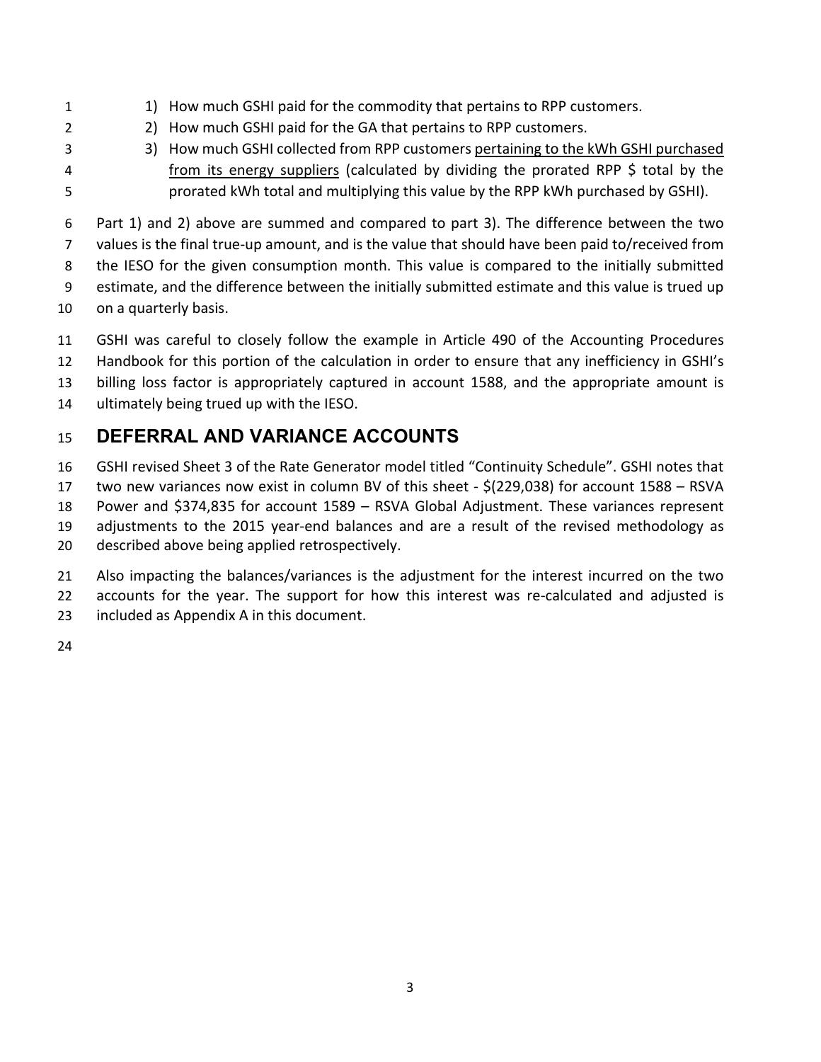1) How much GSHI paid for the commodity that pertains to RPP customers.
2) How much GSHI paid for the GA that pertains to RPP customers.
3) How much GSHI collected from RPP customers pertaining to the kWh GSHI purchased from its energy suppliers (calculated by dividing the prorated RPP $ total by the prorated kWh total and multiplying this value by the RPP kWh purchased by GSHI).

Part 1) and 2) above are summed and compared to part 3). The difference between the two values is the final true-up amount, and is the value that should have been paid to/received from the IESO for the given consumption month. This value is compared to the initially submitted estimate, and the difference between the initially submitted estimate and this value is trued up on a quarterly basis.

GSHI was careful to closely follow the example in Article 490 of the Accounting Procedures Handbook for this portion of the calculation in order to ensure that any inefficiency in GSHI's billing loss factor is appropriately captured in account 1588, and the appropriate amount is ultimately being trued up with the IESO.

## DEFERRAL AND VARIANCE ACCOUNTS

GSHI revised Sheet 3 of the Rate Generator model titled "Continuity Schedule". GSHI notes that two new variances now exist in column BV of this sheet - $(229,038) for account 1588 – RSVA Power and $374,835 for account 1589 – RSVA Global Adjustment. These variances represent adjustments to the 2015 year-end balances and are a result of the revised methodology as described above being applied retrospectively.

Also impacting the balances/variances is the adjustment for the interest incurred on the two accounts for the year. The support for how this interest was re-calculated and adjusted is included as Appendix A in this document.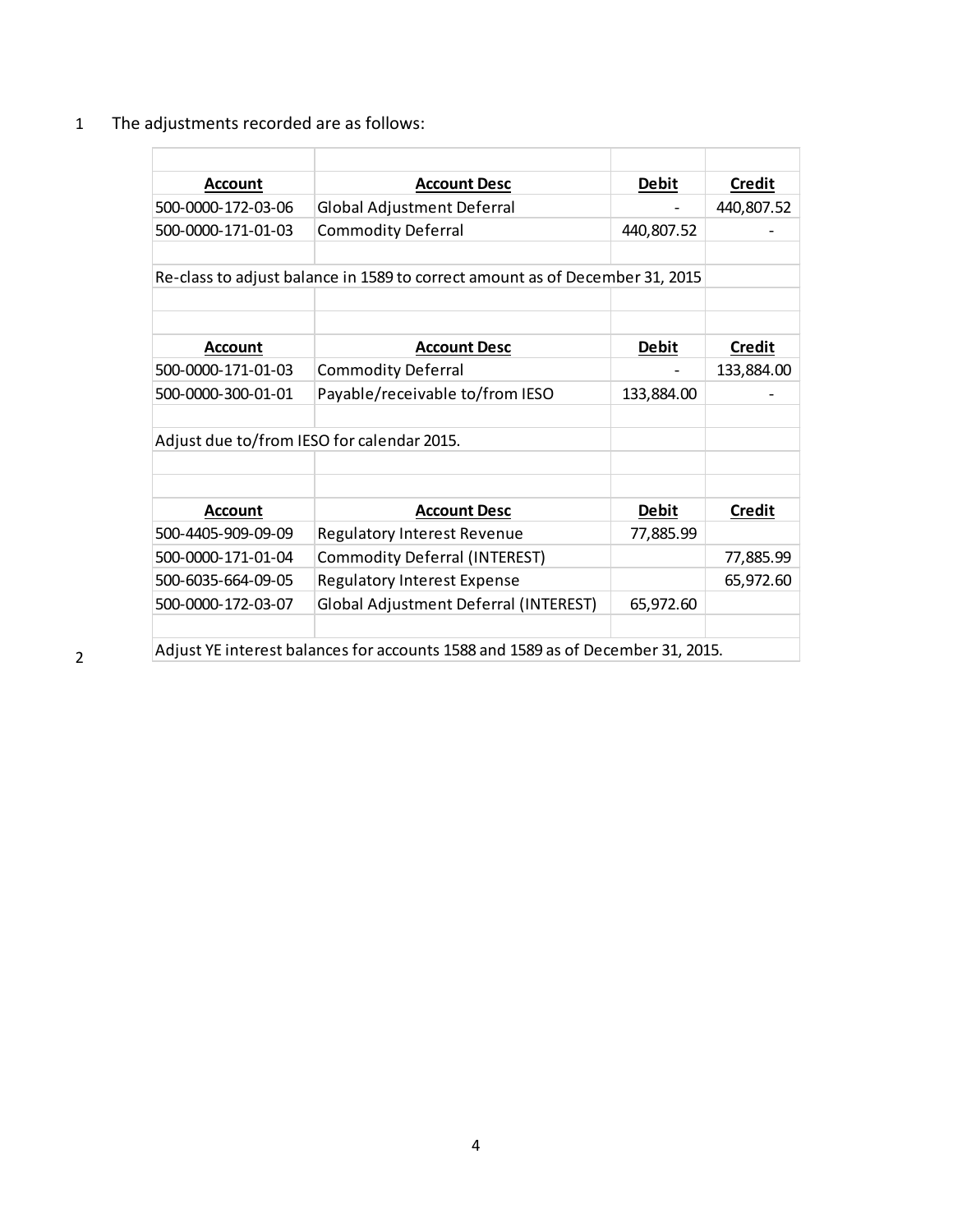The adjustments recorded are as follows:

| Account | Account Desc | Debit | Credit |
| --- | --- | --- | --- |
| 500-0000-172-03-06 | Global Adjustment Deferral | - | 440,807.52 |
| 500-0000-171-01-03 | Commodity Deferral | 440,807.52 | - |

Re-class to adjust balance in 1589 to correct amount as of December 31, 2015

| Account | Account Desc | Debit | Credit |
| --- | --- | --- | --- |
| 500-0000-171-01-03 | Commodity Deferral | - | 133,884.00 |
| 500-0000-300-01-01 | Payable/receivable to/from IESO | 133,884.00 | - |

Adjust due to/from IESO for calendar 2015.

| Account | Account Desc | Debit | Credit |
| --- | --- | --- | --- |
| 500-4405-909-09-09 | Regulatory Interest Revenue | 77,885.99 | |
| 500-0000-171-01-04 | Commodity Deferral (INTEREST) | | 77,885.99 |
| 500-6035-664-09-05 | Regulatory Interest Expense | | 65,972.60 |
| 500-0000-172-03-07 | Global Adjustment Deferral (INTEREST) | 65,972.60 | |

Adjust YE interest balances for accounts 1588 and 1589 as of December 31, 2015.